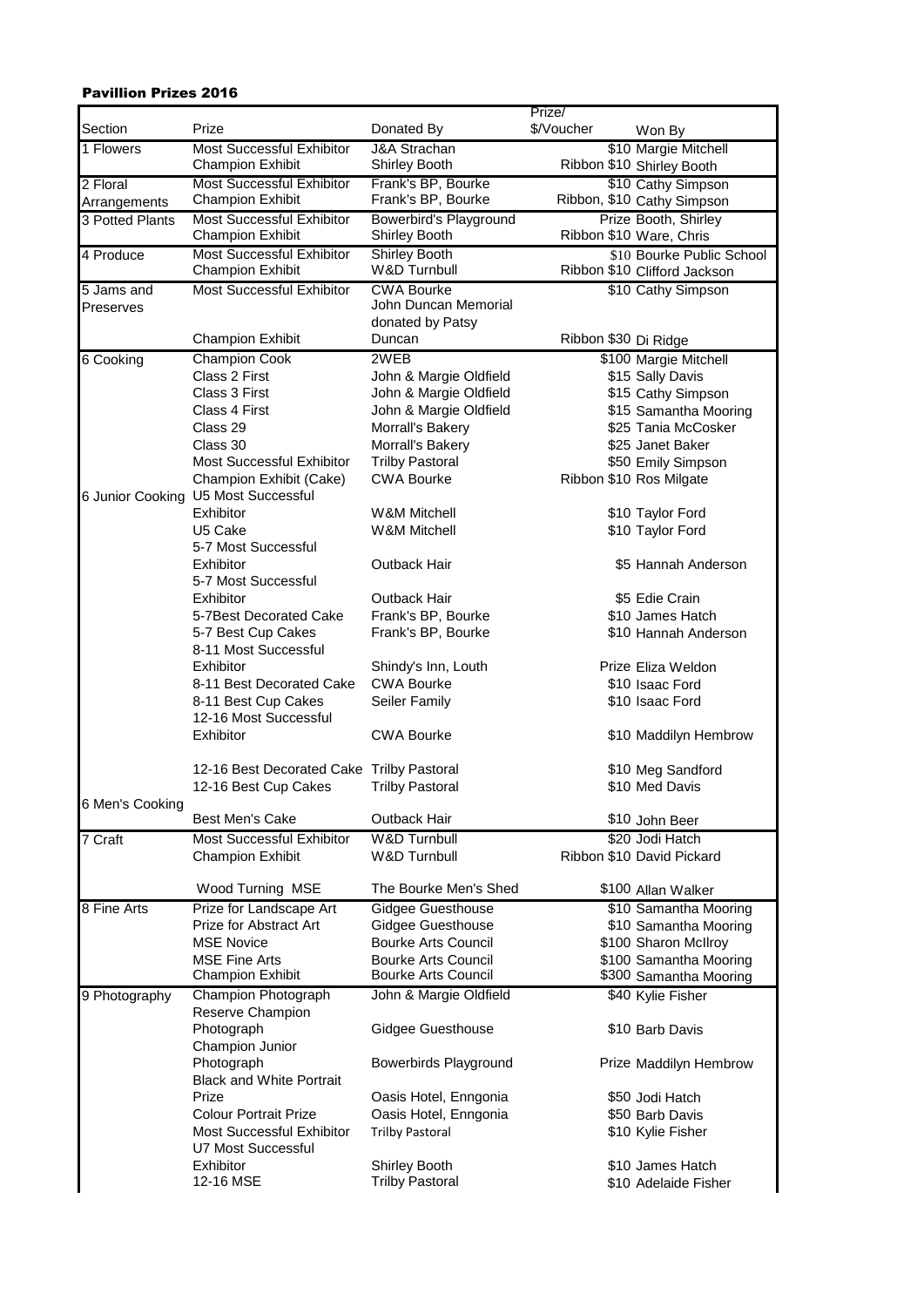**Pavillion Prizes 2016**

| Section | Prize | Donated By | Prize/ $/Voucher | Won By |
|---|---|---|---|---|
| 1 Flowers | Most Successful Exhibitor | J&A Strachan | $10 | Margie Mitchell |
| | Champion Exhibit | Shirley Booth | Ribbon $10 | Shirley Booth |
| 2 Floral Arrangements | Most Successful Exhibitor | Frank's BP, Bourke | $10 | Cathy Simpson |
| | Champion Exhibit | Frank's BP, Bourke | Ribbon, $10 | Cathy Simpson |
| 3 Potted Plants | Most Successful Exhibitor | Bowerbird's Playground | Prize | Booth, Shirley |
| | Champion Exhibit | Shirley Booth | Ribbon $10 | Ware, Chris |
| 4 Produce | Most Successful Exhibitor | Shirley Booth | $10 | Bourke Public School |
| | Champion Exhibit | W&D Turnbull | Ribbon $10 | Clifford Jackson |
| 5 Jams and Preserves | Most Successful Exhibitor | CWA Bourke | $10 | Cathy Simpson |
| | Champion Exhibit | John Duncan Memorial donated by Patsy Duncan | Ribbon $30 | Di Ridge |
| 6 Cooking | Champion Cook | 2WEB | $100 | Margie Mitchell |
| | Class 2 First | John & Margie Oldfield | $15 | Sally Davis |
| | Class 3 First | John & Margie Oldfield | $15 | Cathy Simpson |
| | Class 4 First | John & Margie Oldfield | $15 | Samantha Mooring |
| | Class 29 | Morrall's Bakery | $25 | Tania McCosker |
| | Class 30 | Morrall's Bakery | $25 | Janet Baker |
| | Most Successful Exhibitor | Trilby Pastoral | $50 | Emily Simpson |
| | Champion Exhibit (Cake) | CWA Bourke | Ribbon $10 | Ros Milgate |
| 6 Junior Cooking | U5 Most Successful Exhibitor | W&M Mitchell | $10 | Taylor Ford |
| | U5 Cake | W&M Mitchell | $10 | Taylor Ford |
| | 5-7 Most Successful Exhibitor | Outback Hair | $5 | Hannah Anderson |
| | 5-7 Most Successful Exhibitor | Outback Hair | $5 | Edie Crain |
| | 5-7Best Decorated Cake | Frank's BP, Bourke | $10 | James Hatch |
| | 5-7 Best Cup Cakes | Frank's BP, Bourke | $10 | Hannah Anderson |
| | 8-11 Most Successful Exhibitor | Shindy's Inn, Louth | Prize | Eliza Weldon |
| | 8-11 Best Decorated Cake | CWA Bourke | $10 | Isaac Ford |
| | 8-11 Best Cup Cakes | Seiler Family | $10 | Isaac Ford |
| | 12-16 Most Successful Exhibitor | CWA Bourke | $10 | Maddilyn Hembrow |
| | 12-16 Best Decorated Cake | Trilby Pastoral | $10 | Meg Sandford |
| | 12-16 Best Cup Cakes | Trilby Pastoral | $10 | Med Davis |
| 6 Men's Cooking | Best Men's Cake | Outback Hair | $10 | John Beer |
| 7 Craft | Most Successful Exhibitor | W&D Turnbull | $20 | Jodi Hatch |
| | Champion Exhibit | W&D Turnbull | Ribbon $10 | David Pickard |
| | Wood Turning MSE | The Bourke Men's Shed | $100 | Allan Walker |
| 8 Fine Arts | Prize for Landscape Art | Gidgee Guesthouse | $10 | Samantha Mooring |
| | Prize for Abstract Art | Gidgee Guesthouse | $10 | Samantha Mooring |
| | MSE Novice | Bourke Arts Council | $100 | Sharon McIlroy |
| | MSE Fine Arts | Bourke Arts Council | $100 | Samantha Mooring |
| | Champion Exhibit | Bourke Arts Council | $300 | Samantha Mooring |
| 9 Photography | Champion Photograph | John & Margie Oldfield | $40 | Kylie Fisher |
| | Reserve Champion Photograph | Gidgee Guesthouse | $10 | Barb Davis |
| | Champion Junior Photograph | Bowerbirds Playground | Prize | Maddilyn Hembrow |
| | Black and White Portrait Prize | Oasis Hotel, Enngonia | $50 | Jodi Hatch |
| | Colour Portrait Prize | Oasis Hotel, Enngonia | $50 | Barb Davis |
| | Most Successful Exhibitor | Trilby Pastoral | $10 | Kylie Fisher |
| | U7 Most Successful Exhibitor | Shirley Booth | $10 | James Hatch |
| | 12-16 MSE | Trilby Pastoral | $10 | Adelaide Fisher |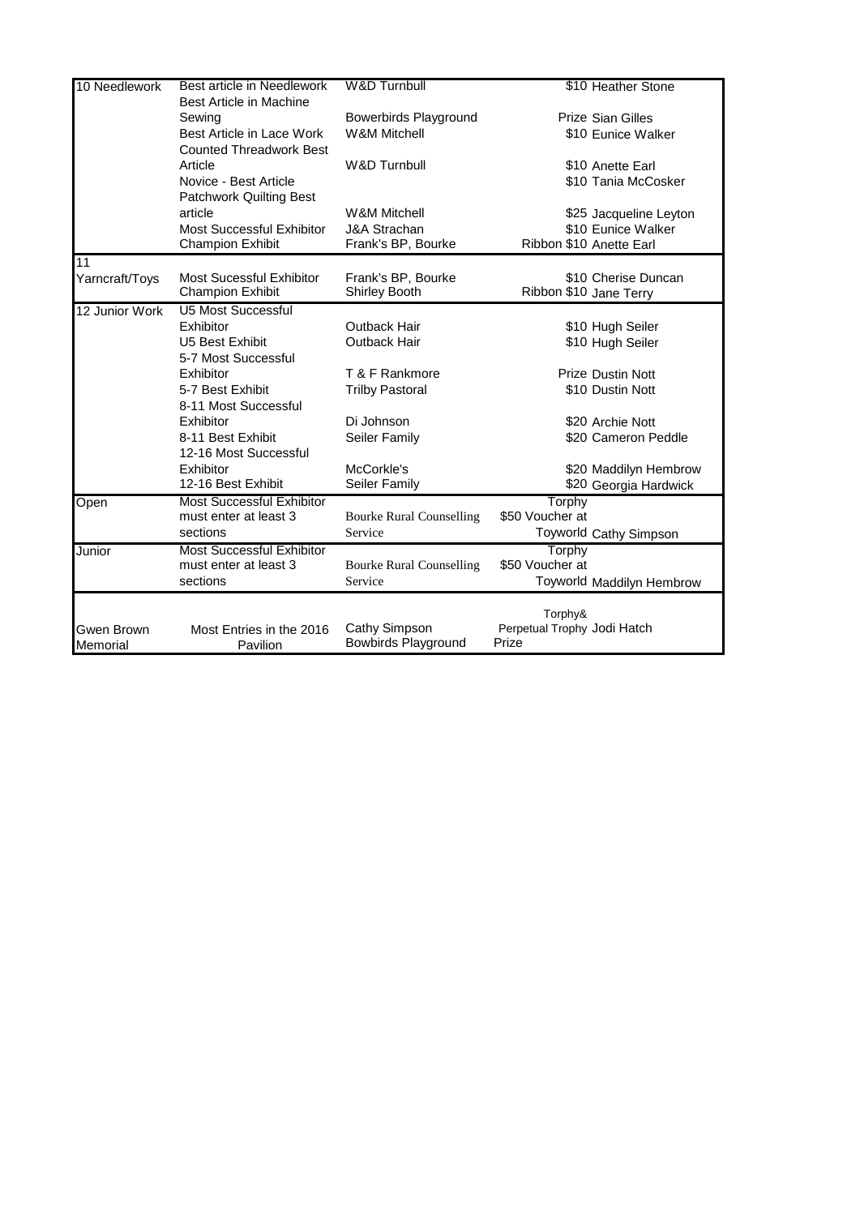| | | | | |
|---|---|---|---|---|
| 10 Needlework | Best article in Needlework | W&D Turnbull | $10 | Heather Stone |
| | Best Article in Machine Sewing | Bowerbirds Playground | Prize | Sian Gilles |
| | Best Article in Lace Work | W&M Mitchell | $10 | Eunice Walker |
| | Counted Threadwork Best Article | W&D Turnbull | $10 | Anette Earl |
| | Novice - Best Article | | $10 | Tania McCosker |
| | Patchwork Quilting Best article | W&M Mitchell | $25 | Jacqueline Leyton |
| | Most Successful Exhibitor | J&A Strachan | $10 | Eunice Walker |
| | Champion Exhibit | Frank's BP, Bourke | Ribbon $10 | Anette Earl |
| 11 Yarncraft/Toys | Most Sucessful Exhibitor | Frank's BP, Bourke | $10 | Cherise Duncan |
| | Champion Exhibit | Shirley Booth | Ribbon $10 | Jane Terry |
| 12 Junior Work | U5 Most Successful Exhibitor | Outback Hair | $10 | Hugh Seiler |
| | U5 Best Exhibit | Outback Hair | $10 | Hugh Seiler |
| | 5-7 Most Successful Exhibitor | T & F Rankmore | Prize | Dustin Nott |
| | 5-7 Best Exhibit | Trilby Pastoral | $10 | Dustin Nott |
| | 8-11 Most Successful Exhibitor | Di Johnson | $20 | Archie Nott |
| | 8-11 Best Exhibit | Seiler Family | $20 | Cameron Peddle |
| | 12-16 Most Successful Exhibitor | McCorkle's | $20 | Maddilyn Hembrow |
| | 12-16 Best Exhibit | Seiler Family | $20 | Georgia Hardwick |
| Open | Most Successful Exhibitor must enter at least 3 sections | Bourke Rural Counselling Service | Torphy $50 Voucher at Toyworld | Cathy Simpson |
| Junior | Most Successful Exhibitor must enter at least 3 sections | Bourke Rural Counselling Service | Torphy $50 Voucher at Toyworld | Maddilyn Hembrow |
| Gwen Brown Memorial | Most Entries in the 2016 Pavilion | Cathy Simpson Bowbirds Playground | Torphy& Perpetual Trophy Prize | Jodi Hatch |